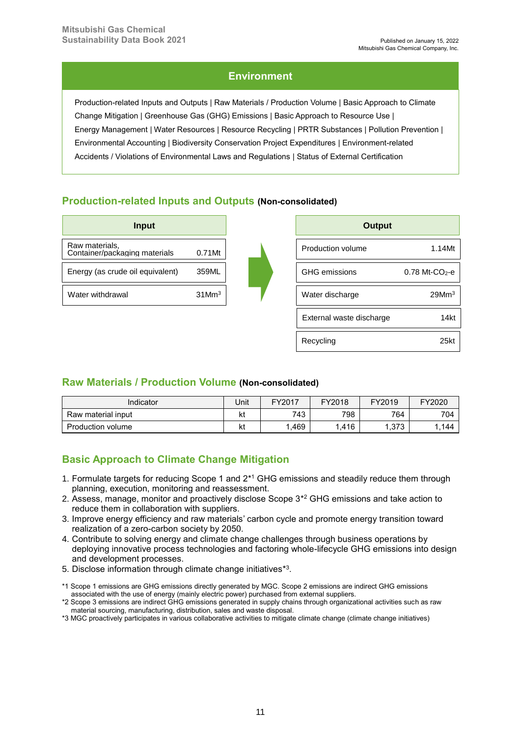Mitsubishi Gas Chemical
Sustainability Data Book 2021

Published on January 15, 2022
Mitsubishi Gas Chemical Company, Inc.

# Environment

Production-related Inputs and Outputs | Raw Materials / Production Volume | Basic Approach to Climate Change Mitigation | Greenhouse Gas (GHG) Emissions | Basic Approach to Resource Use | Energy Management | Water Resources | Resource Recycling | PRTR Substances | Pollution Prevention | Environmental Accounting | Biodiversity Conservation Project Expenditures | Environment-related Accidents / Violations of Environmental Laws and Regulations | Status of External Certification

## Production-related Inputs and Outputs **(Non-consolidated)**

| Input | |
|---|---|
| Raw materials, Container/packaging materials | 0.71Mt |
| Energy (as crude oil equivalent) | 359ML |
| Water withdrawal | 31Mm$^3$ |

| Output | |
|---|---|
| Production volume | 1.14Mt |
| GHG emissions | 0.78 Mt-$CO_2$-e |
| Water discharge | 29Mm$^3$ |
| External waste discharge | 14kt |
| Recycling | 25kt |

## Raw Materials / Production Volume **(Non-consolidated)**

| Indicator | Unit | FY2017 | FY2018 | FY2019 | FY2020 |
|---|---|---|---|---|---|
| Raw material input | kt | 743 | 798 | 764 | 704 |
| Production volume | kt | 1,469 | 1,416 | 1,373 | 1,144 |

## Basic Approach to Climate Change Mitigation

1. Formulate targets for reducing Scope 1 and 2*1 GHG emissions and steadily reduce them through planning, execution, monitoring and reassessment.
2. Assess, manage, monitor and proactively disclose Scope 3*2 GHG emissions and take action to reduce them in collaboration with suppliers.
3. Improve energy efficiency and raw materials' carbon cycle and promote energy transition toward realization of a zero-carbon society by 2050.
4. Contribute to solving energy and climate change challenges through business operations by deploying innovative process technologies and factoring whole-lifecycle GHG emissions into design and development processes.
5. Disclose information through climate change initiatives*3.

*1 Scope 1 emissions are GHG emissions directly generated by MGC. Scope 2 emissions are indirect GHG emissions associated with the use of energy (mainly electric power) purchased from external suppliers.

*2 Scope 3 emissions are indirect GHG emissions generated in supply chains through organizational activities such as raw material sourcing, manufacturing, distribution, sales and waste disposal.

*3 MGC proactively participates in various collaborative activities to mitigate climate change (climate change initiatives)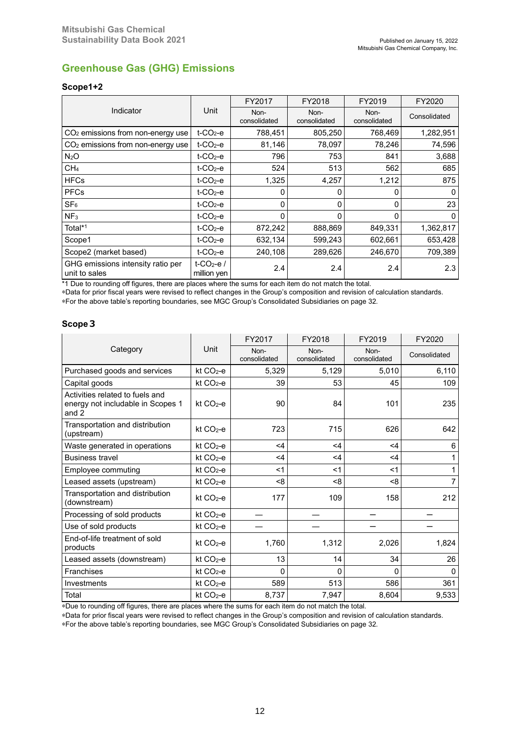# Greenhouse Gas (GHG) Emissions

## Scope1+2

| Indicator | Unit | FY2017 Non-consolidated | FY2018 Non-consolidated | FY2019 Non-consolidated | FY2020 Consolidated |
|---|---|---|---|---|---|
| $CO_2$ emissions from non-energy use | t-$CO_2$-e | 788,451 | 805,250 | 768,469 | 1,282,951 |
| $CO_2$ emissions from non-energy use | t-$CO_2$-e | 81,146 | 78,097 | 78,246 | 74,596 |
| $N_2O$ | t-$CO_2$-e | 796 | 753 | 841 | 3,688 |
| $CH_4$ | t-$CO_2$-e | 524 | 513 | 562 | 685 |
| HFCs | t-$CO_2$-e | 1,325 | 4,257 | 1,212 | 875 |
| PFCs | t-$CO_2$-e | 0 | 0 | 0 | 0 |
| $SF_6$ | t-$CO_2$-e | 0 | 0 | 0 | 23 |
| $NF_3$ | t-$CO_2$-e | 0 | 0 | 0 | 0 |
| Total*1 | t-$CO_2$-e | 872,242 | 888,869 | 849,331 | 1,362,817 |
| Scope1 | t-$CO_2$-e | 632,134 | 599,243 | 602,661 | 653,428 |
| Scope2 (market based) | t-$CO_2$-e | 240,108 | 289,626 | 246,670 | 709,389 |
| GHG emissions intensity ratio per unit to sales | t-$CO_2$-e / million yen | 2.4 | 2.4 | 2.4 | 2.3 |

*1 Due to rounding off figures, there are places where the sums for each item do not match the total.

*Data for prior fiscal years were revised to reflect changes in the Group's composition and revision of calculation standards.

*For the above table's reporting boundaries, see MGC Group's Consolidated Subsidiaries on page 32.

## Scope 3

| Category | Unit | FY2017 Non-consolidated | FY2018 Non-consolidated | FY2019 Non-consolidated | FY2020 Consolidated |
|---|---|---|---|---|---|
| Purchased goods and services | kt $CO_2$-e | 5,329 | 5,129 | 5,010 | 6,110 |
| Capital goods | kt $CO_2$-e | 39 | 53 | 45 | 109 |
| Activities related to fuels and energy not includable in Scopes 1 and 2 | kt $CO_2$-e | 90 | 84 | 101 | 235 |
| Transportation and distribution (upstream) | kt $CO_2$-e | 723 | 715 | 626 | 642 |
| Waste generated in operations | kt $CO_2$-e | <4 | <4 | <4 | 6 |
| Business travel | kt $CO_2$-e | <4 | <4 | <4 | 1 |
| Employee commuting | kt $CO_2$-e | <1 | <1 | <1 | 1 |
| Leased assets (upstream) | kt $CO_2$-e | <8 | <8 | <8 | 7 |
| Transportation and distribution (downstream) | kt $CO_2$-e | 177 | 109 | 158 | 212 |
| Processing of sold products | kt $CO_2$-e | — | — | — | — |
| Use of sold products | kt $CO_2$-e | — | — | — | — |
| End-of-life treatment of sold products | kt $CO_2$-e | 1,760 | 1,312 | 2,026 | 1,824 |
| Leased assets (downstream) | kt $CO_2$-e | 13 | 14 | 34 | 26 |
| Franchises | kt $CO_2$-e | 0 | 0 | 0 | 0 |
| Investments | kt $CO_2$-e | 589 | 513 | 586 | 361 |
| Total | kt $CO_2$-e | 8,737 | 7,947 | 8,604 | 9,533 |

*Due to rounding off figures, there are places where the sums for each item do not match the total.

*Data for prior fiscal years were revised to reflect changes in the Group's composition and revision of calculation standards.

*For the above table's reporting boundaries, see MGC Group's Consolidated Subsidiaries on page 32.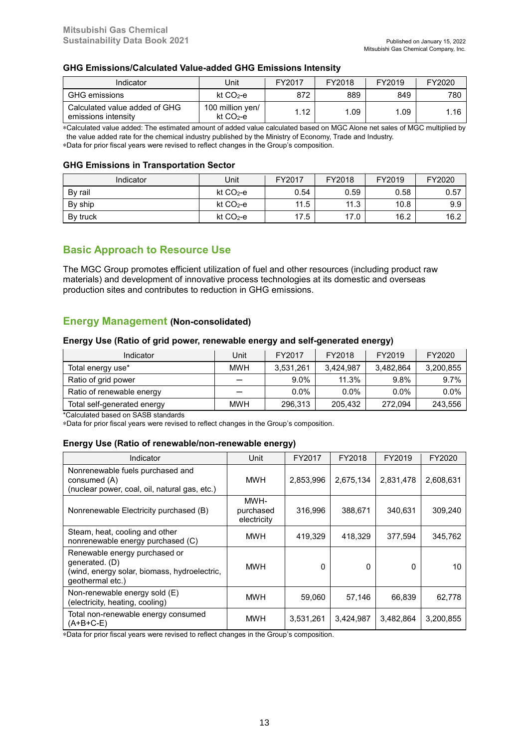### GHG Emissions/Calculated Value-added GHG Emissions Intensity

| Indicator | Unit | FY2017 | FY2018 | FY2019 | FY2020 |
|---|---|---|---|---|---|
| GHG emissions | kt $CO_2$-e | 872 | 889 | 849 | 780 |
| Calculated value added of GHG emissions intensity | 100 million yen/ kt $CO_2$-e | 1.12 | 1.09 | 1.09 | 1.16 |

*Calculated value added: The estimated amount of added value calculated based on MGC Alone net sales of MGC multiplied by the value added rate for the chemical industry published by the Ministry of Economy, Trade and Industry.
*Data for prior fiscal years were revised to reflect changes in the Group's composition.

### GHG Emissions in Transportation Sector

| Indicator | Unit | FY2017 | FY2018 | FY2019 | FY2020 |
|---|---|---|---|---|---|
| By rail | kt $CO_2$-e | 0.54 | 0.59 | 0.58 | 0.57 |
| By ship | kt $CO_2$-e | 11.5 | 11.3 | 10.8 | 9.9 |
| By truck | kt $CO_2$-e | 17.5 | 17.0 | 16.2 | 16.2 |

## Basic Approach to Resource Use

The MGC Group promotes efficient utilization of fuel and other resources (including product raw materials) and development of innovative process technologies at its domestic and overseas production sites and contributes to reduction in GHG emissions.

## Energy Management **(Non-consolidated)**

### Energy Use (Ratio of grid power, renewable energy and self-generated energy)

| Indicator | Unit | FY2017 | FY2018 | FY2019 | FY2020 |
|---|---|---|---|---|---|
| Total energy use* | MWH | 3,531,261 | 3,424,987 | 3,482,864 | 3,200,855 |
| Ratio of grid power | — | 9.0% | 11.3% | 9.8% | 9.7% |
| Ratio of renewable energy | — | 0.0% | 0.0% | 0.0% | 0.0% |
| Total self-generated energy | MWH | 296,313 | 205,432 | 272,094 | 243,556 |

*Calculated based on SASB standards
*Data for prior fiscal years were revised to reflect changes in the Group's composition.

### Energy Use (Ratio of renewable/non-renewable energy)

| Indicator | Unit | FY2017 | FY2018 | FY2019 | FY2020 |
|---|---|---|---|---|---|
| Nonrenewable fuels purchased and consumed (A) (nuclear power, coal, oil, natural gas, etc.) | MWH | 2,853,996 | 2,675,134 | 2,831,478 | 2,608,631 |
| Nonrenewable Electricity purchased (B) | MWH-purchased electricity | 316,996 | 388,671 | 340,631 | 309,240 |
| Steam, heat, cooling and other nonrenewable energy purchased (C) | MWH | 419,329 | 418,329 | 377,594 | 345,762 |
| Renewable energy purchased or generated. (D) (wind, energy solar, biomass, hydroelectric, geothermal etc.) | MWH | 0 | 0 | 0 | 10 |
| Non-renewable energy sold (E) (electricity, heating, cooling) | MWH | 59,060 | 57,146 | 66,839 | 62,778 |
| Total non-renewable energy consumed (A+B+C-E) | MWH | 3,531,261 | 3,424,987 | 3,482,864 | 3,200,855 |

*Data for prior fiscal years were revised to reflect changes in the Group's composition.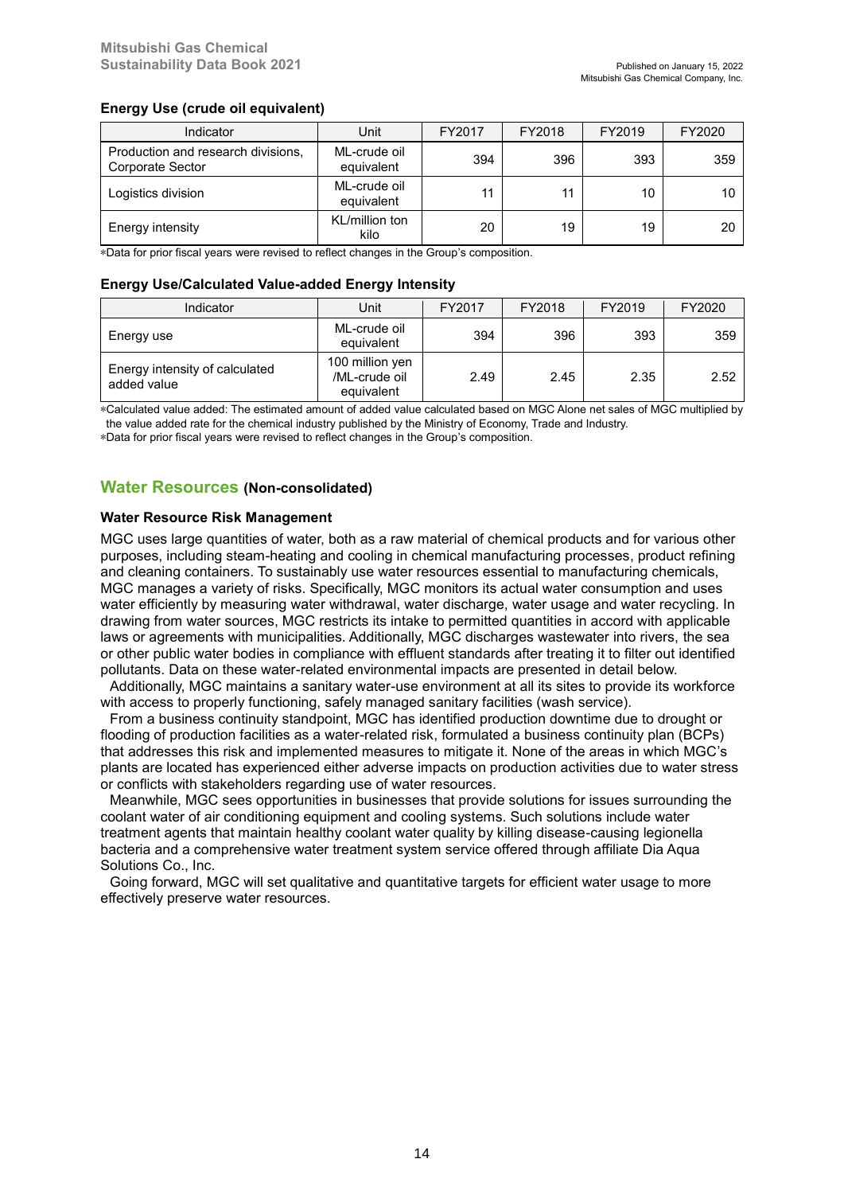#### Energy Use (crude oil equivalent)

| Indicator | Unit | FY2017 | FY2018 | FY2019 | FY2020 |
|---|---|---|---|---|---|
| Production and research divisions, Corporate Sector | ML-crude oil equivalent | 394 | 396 | 393 | 359 |
| Logistics division | ML-crude oil equivalent | 11 | 11 | 10 | 10 |
| Energy intensity | KL/million ton kilo | 20 | 19 | 19 | 20 |

*Data for prior fiscal years were revised to reflect changes in the Group's composition.

#### Energy Use/Calculated Value-added Energy Intensity

| Indicator | Unit | FY2017 | FY2018 | FY2019 | FY2020 |
|---|---|---|---|---|---|
| Energy use | ML-crude oil equivalent | 394 | 396 | 393 | 359 |
| Energy intensity of calculated added value | 100 million yen /ML-crude oil equivalent | 2.49 | 2.45 | 2.35 | 2.52 |

*Calculated value added: The estimated amount of added value calculated based on MGC Alone net sales of MGC multiplied by the value added rate for the chemical industry published by the Ministry of Economy, Trade and Industry.
*Data for prior fiscal years were revised to reflect changes in the Group's composition.

## Water Resources (Non-consolidated)

#### Water Resource Risk Management

MGC uses large quantities of water, both as a raw material of chemical products and for various other purposes, including steam-heating and cooling in chemical manufacturing processes, product refining and cleaning containers. To sustainably use water resources essential to manufacturing chemicals, MGC manages a variety of risks. Specifically, MGC monitors its actual water consumption and uses water efficiently by measuring water withdrawal, water discharge, water usage and water recycling. In drawing from water sources, MGC restricts its intake to permitted quantities in accord with applicable laws or agreements with municipalities. Additionally, MGC discharges wastewater into rivers, the sea or other public water bodies in compliance with effluent standards after treating it to filter out identified pollutants. Data on these water-related environmental impacts are presented in detail below.

Additionally, MGC maintains a sanitary water-use environment at all its sites to provide its workforce with access to properly functioning, safely managed sanitary facilities (wash service).

From a business continuity standpoint, MGC has identified production downtime due to drought or flooding of production facilities as a water-related risk, formulated a business continuity plan (BCPs) that addresses this risk and implemented measures to mitigate it. None of the areas in which MGC's plants are located has experienced either adverse impacts on production activities due to water stress or conflicts with stakeholders regarding use of water resources.

Meanwhile, MGC sees opportunities in businesses that provide solutions for issues surrounding the coolant water of air conditioning equipment and cooling systems. Such solutions include water treatment agents that maintain healthy coolant water quality by killing disease-causing legionella bacteria and a comprehensive water treatment system service offered through affiliate Dia Aqua Solutions Co., Inc.

Going forward, MGC will set qualitative and quantitative targets for efficient water usage to more effectively preserve water resources.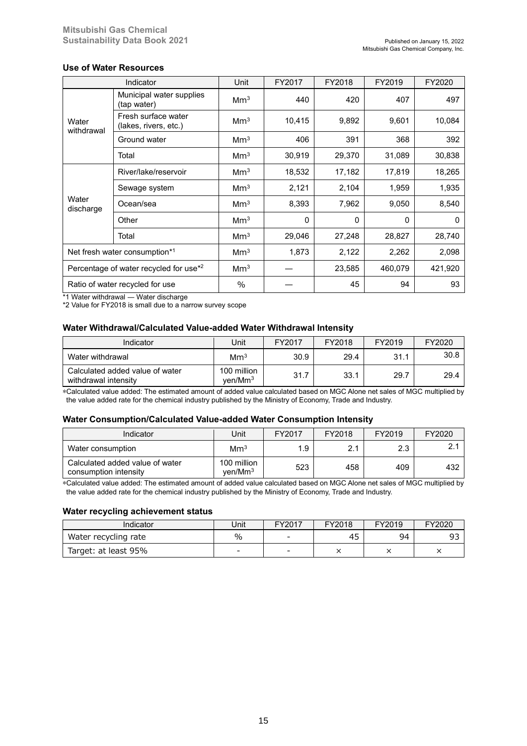### Use of Water Resources

| Indicator | | Unit | FY2017 | FY2018 | FY2019 | FY2020 |
|---|---|---|---|---|---|---|
| Water withdrawal | Municipal water supplies (tap water) | $Mm^3$ | 440 | 420 | 407 | 497 |
| | Fresh surface water (lakes, rivers, etc.) | $Mm^3$ | 10,415 | 9,892 | 9,601 | 10,084 |
| | Ground water | $Mm^3$ | 406 | 391 | 368 | 392 |
| | Total | $Mm^3$ | 30,919 | 29,370 | 31,089 | 30,838 |
| Water discharge | River/lake/reservoir | $Mm^3$ | 18,532 | 17,182 | 17,819 | 18,265 |
| | Sewage system | $Mm^3$ | 2,121 | 2,104 | 1,959 | 1,935 |
| | Ocean/sea | $Mm^3$ | 8,393 | 7,962 | 9,050 | 8,540 |
| | Other | $Mm^3$ | 0 | 0 | 0 | 0 |
| | Total | $Mm^3$ | 29,046 | 27,248 | 28,827 | 28,740 |
| Net fresh water consumption*1 | | $Mm^3$ | 1,873 | 2,122 | 2,262 | 2,098 |
| Percentage of water recycled for use*2 | | $Mm^3$ | — | 23,585 | 460,079 | 421,920 |
| Ratio of water recycled for use | | % | — | 45 | 94 | 93 |

*1 Water withdrawal — Water discharge
*2 Value for FY2018 is small due to a narrow survey scope

### Water Withdrawal/Calculated Value-added Water Withdrawal Intensity

| Indicator | Unit | FY2017 | FY2018 | FY2019 | FY2020 |
|---|---|---|---|---|---|
| Water withdrawal | $Mm^3$ | 30.9 | 29.4 | 31.1 | 30.8 |
| Calculated added value of water withdrawal intensity | 100 million yen/$Mm^3$ | 31.7 | 33.1 | 29.7 | 29.4 |

*Calculated value added: The estimated amount of added value calculated based on MGC Alone net sales of MGC multiplied by the value added rate for the chemical industry published by the Ministry of Economy, Trade and Industry.

### Water Consumption/Calculated Value-added Water Consumption Intensity

| Indicator | Unit | FY2017 | FY2018 | FY2019 | FY2020 |
|---|---|---|---|---|---|
| Water consumption | $Mm^3$ | 1.9 | 2.1 | 2.3 | 2.1 |
| Calculated added value of water consumption intensity | 100 million yen/$Mm^3$ | 523 | 458 | 409 | 432 |

*Calculated value added: The estimated amount of added value calculated based on MGC Alone net sales of MGC multiplied by the value added rate for the chemical industry published by the Ministry of Economy, Trade and Industry.

### Water recycling achievement status

| Indicator | Unit | FY2017 | FY2018 | FY2019 | FY2020 |
|---|---|---|---|---|---|
| Water recycling rate | % | - | 45 | 94 | 93 |
| Target: at least 95% | - | - | × | × | × |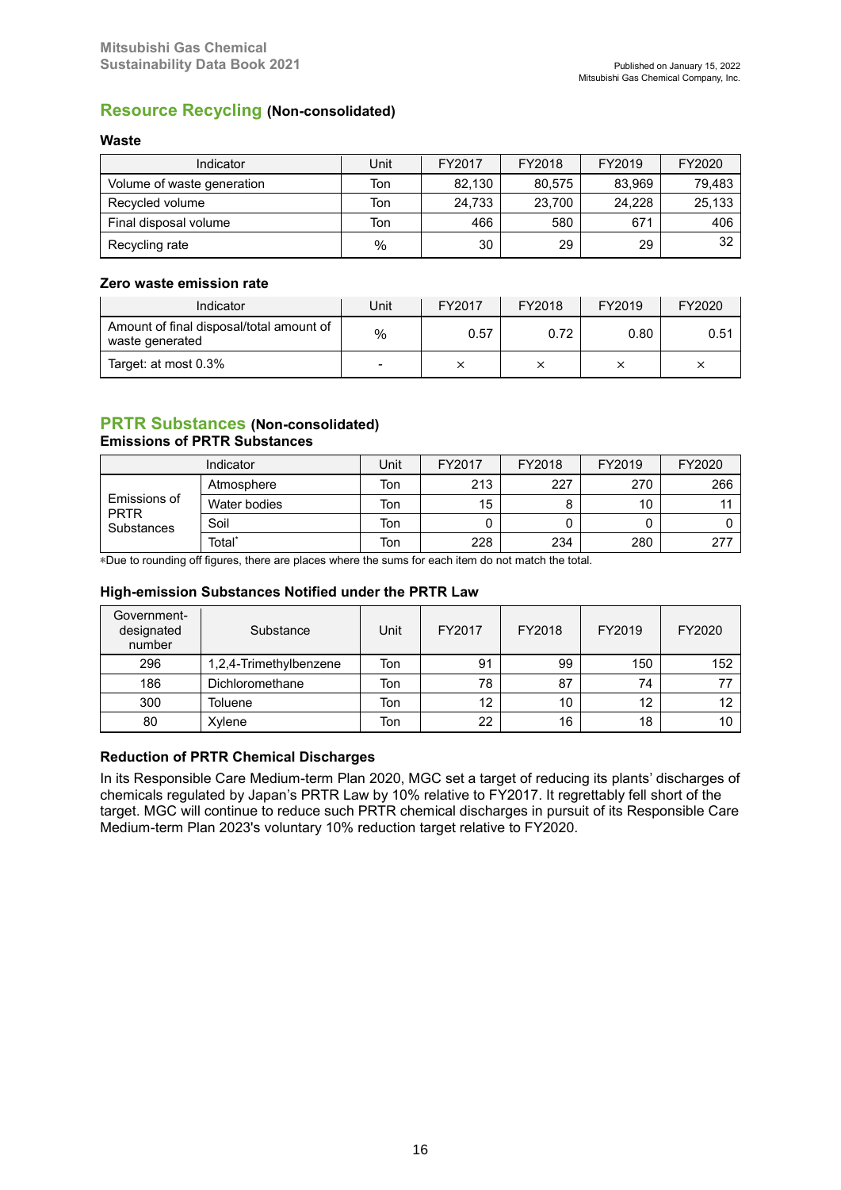## Resource Recycling (Non-consolidated)

### Waste

| Indicator | Unit | FY2017 | FY2018 | FY2019 | FY2020 |
|---|---|---|---|---|---|
| Volume of waste generation | Ton | 82,130 | 80,575 | 83,969 | 79,483 |
| Recycled volume | Ton | 24,733 | 23,700 | 24,228 | 25,133 |
| Final disposal volume | Ton | 466 | 580 | 671 | 406 |
| Recycling rate | % | 30 | 29 | 29 | 32 |

### Zero waste emission rate

| Indicator | Unit | FY2017 | FY2018 | FY2019 | FY2020 |
|---|---|---|---|---|---|
| Amount of final disposal/total amount of waste generated | % | 0.57 | 0.72 | 0.80 | 0.51 |
| Target: at most 0.3% | - | × | × | × | × |

## PRTR Substances (Non-consolidated)

### Emissions of PRTR Substances

| Indicator | | Unit | FY2017 | FY2018 | FY2019 | FY2020 |
|---|---|---|---|---|---|---|
| Emissions of PRTR Substances | Atmosphere | Ton | 213 | 227 | 270 | 266 |
| | Water bodies | Ton | 15 | 8 | 10 | 11 |
| | Soil | Ton | 0 | 0 | 0 | 0 |
| | Total* | Ton | 228 | 234 | 280 | 277 |

*Due to rounding off figures, there are places where the sums for each item do not match the total.

### High-emission Substances Notified under the PRTR Law

| Government-designated number | Substance | Unit | FY2017 | FY2018 | FY2019 | FY2020 |
|---|---|---|---|---|---|---|
| 296 | 1,2,4-Trimethylbenzene | Ton | 91 | 99 | 150 | 152 |
| 186 | Dichloromethane | Ton | 78 | 87 | 74 | 77 |
| 300 | Toluene | Ton | 12 | 10 | 12 | 12 |
| 80 | Xylene | Ton | 22 | 16 | 18 | 10 |

### Reduction of PRTR Chemical Discharges

In its Responsible Care Medium-term Plan 2020, MGC set a target of reducing its plants' discharges of chemicals regulated by Japan's PRTR Law by 10% relative to FY2017. It regrettably fell short of the target. MGC will continue to reduce such PRTR chemical discharges in pursuit of its Responsible Care Medium-term Plan 2023's voluntary 10% reduction target relative to FY2020.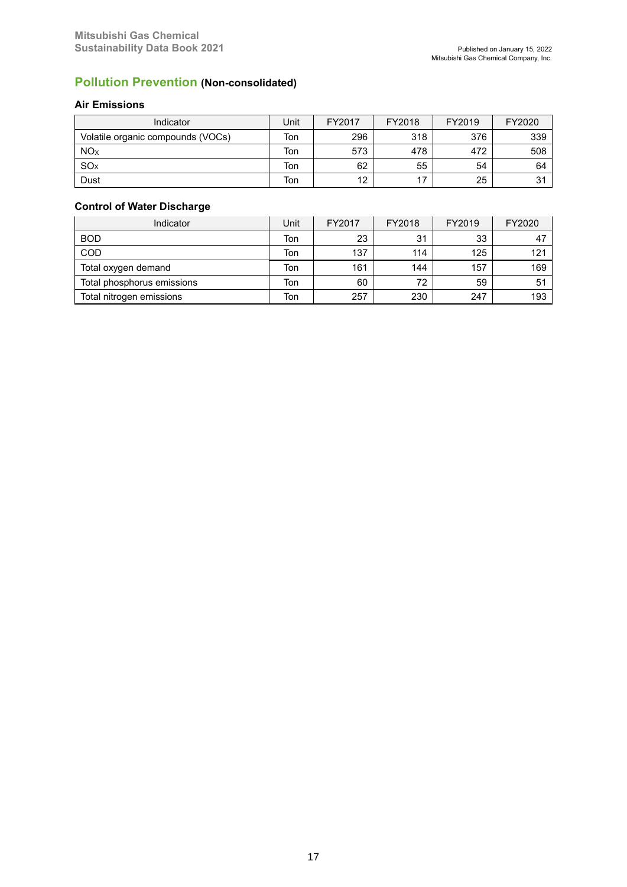## Pollution Prevention (Non-consolidated)

### Air Emissions

| Indicator | Unit | FY2017 | FY2018 | FY2019 | FY2020 |
|---|---|---|---|---|---|
| Volatile organic compounds (VOCs) | Ton | 296 | 318 | 376 | 339 |
| $NO_x$ | Ton | 573 | 478 | 472 | 508 |
| $SO_x$ | Ton | 62 | 55 | 54 | 64 |
| Dust | Ton | 12 | 17 | 25 | 31 |

### Control of Water Discharge

| Indicator | Unit | FY2017 | FY2018 | FY2019 | FY2020 |
|---|---|---|---|---|---|
| BOD | Ton | 23 | 31 | 33 | 47 |
| COD | Ton | 137 | 114 | 125 | 121 |
| Total oxygen demand | Ton | 161 | 144 | 157 | 169 |
| Total phosphorus emissions | Ton | 60 | 72 | 59 | 51 |
| Total nitrogen emissions | Ton | 257 | 230 | 247 | 193 |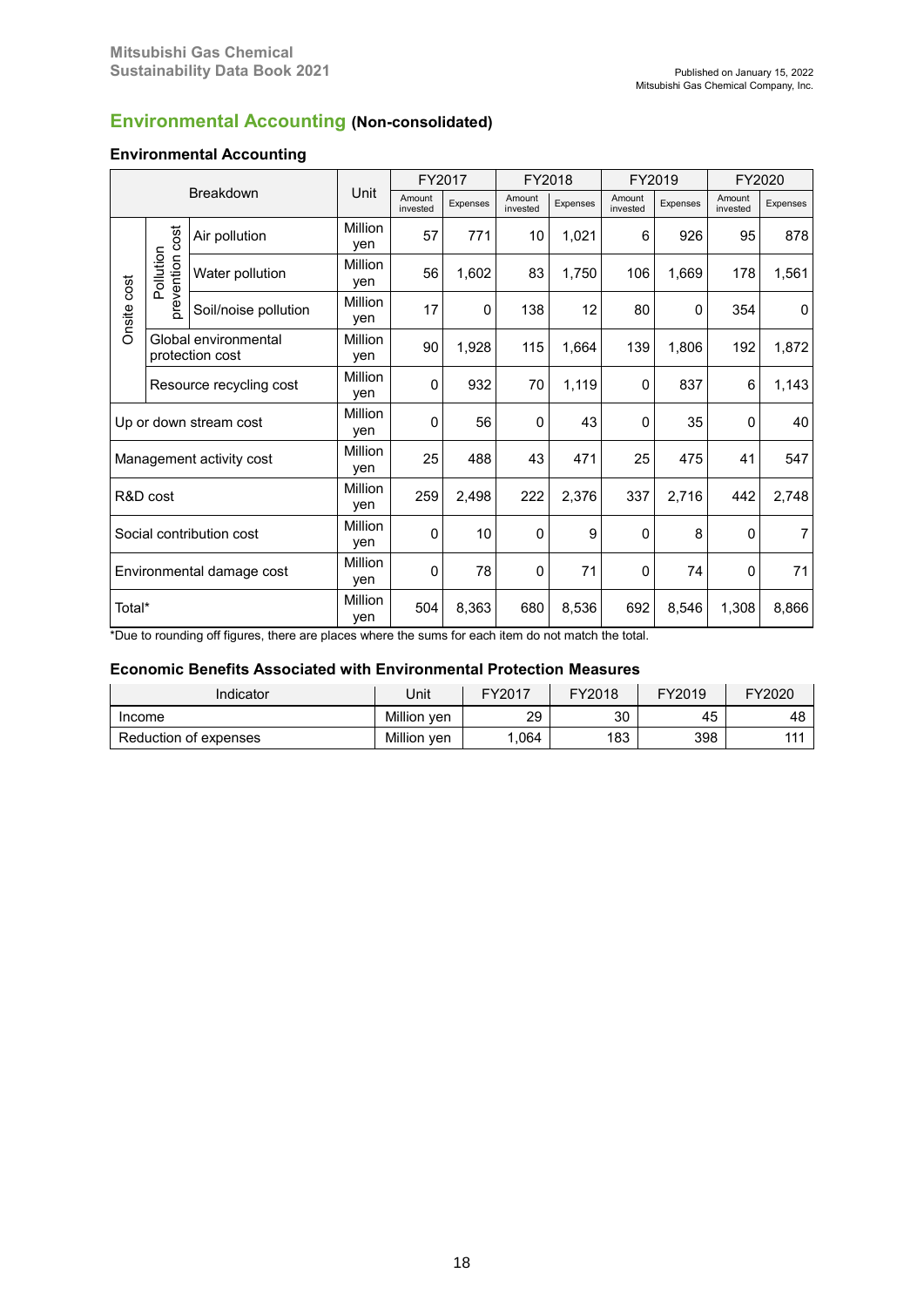## Environmental Accounting (Non-consolidated)

### Environmental Accounting

| Breakdown | | | Unit | FY2017 | | FY2018 | | FY2019 | | FY2020 | |
|---|---|---|---|---|---|---|---|---|---|---|---|
| | | | | Amount invested | Expenses | Amount invested | Expenses | Amount invested | Expenses | Amount invested | Expenses |
| Onsite cost | Pollution prevention cost | Air pollution | Million yen | 57 | 771 | 10 | 1,021 | 6 | 926 | 95 | 878 |
| | | Water pollution | Million yen | 56 | 1,602 | 83 | 1,750 | 106 | 1,669 | 178 | 1,561 |
| | | Soil/noise pollution | Million yen | 17 | 0 | 138 | 12 | 80 | 0 | 354 | 0 |
| | Global environmental protection cost | | Million yen | 90 | 1,928 | 115 | 1,664 | 139 | 1,806 | 192 | 1,872 |
| | Resource recycling cost | | Million yen | 0 | 932 | 70 | 1,119 | 0 | 837 | 6 | 1,143 |
| Up or down stream cost | | | Million yen | 0 | 56 | 0 | 43 | 0 | 35 | 0 | 40 |
| Management activity cost | | | Million yen | 25 | 488 | 43 | 471 | 25 | 475 | 41 | 547 |
| R&D cost | | | Million yen | 259 | 2,498 | 222 | 2,376 | 337 | 2,716 | 442 | 2,748 |
| Social contribution cost | | | Million yen | 0 | 10 | 0 | 9 | 0 | 8 | 0 | 7 |
| Environmental damage cost | | | Million yen | 0 | 78 | 0 | 71 | 0 | 74 | 0 | 71 |
| Total* | | | Million yen | 504 | 8,363 | 680 | 8,536 | 692 | 8,546 | 1,308 | 8,866 |

*Due to rounding off figures, there are places where the sums for each item do not match the total.

### Economic Benefits Associated with Environmental Protection Measures

| Indicator | Unit | FY2017 | FY2018 | FY2019 | FY2020 |
|---|---|---|---|---|---|
| Income | Million yen | 29 | 30 | 45 | 48 |
| Reduction of expenses | Million yen | 1,064 | 183 | 398 | 111 |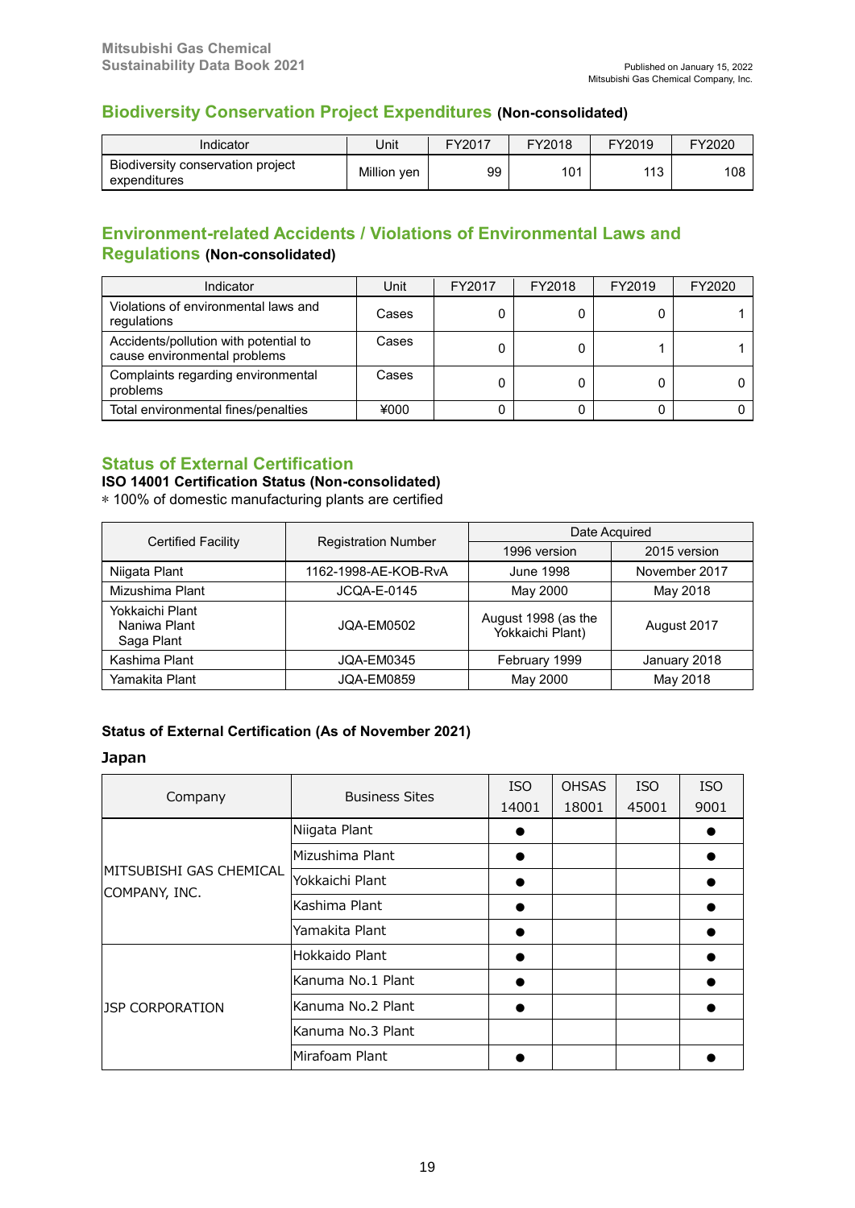## Biodiversity Conservation Project Expenditures (Non-consolidated)

| Indicator | Unit | FY2017 | FY2018 | FY2019 | FY2020 |
|---|---|---|---|---|---|
| Biodiversity conservation project expenditures | Million yen | 99 | 101 | 113 | 108 |

## Environment-related Accidents / Violations of Environmental Laws and Regulations (Non-consolidated)

| Indicator | Unit | FY2017 | FY2018 | FY2019 | FY2020 |
|---|---|---|---|---|---|
| Violations of environmental laws and regulations | Cases | 0 | 0 | 0 | 1 |
| Accidents/pollution with potential to cause environmental problems | Cases | 0 | 0 | 1 | 1 |
| Complaints regarding environmental problems | Cases | 0 | 0 | 0 | 0 |
| Total environmental fines/penalties | ¥000 | 0 | 0 | 0 | 0 |

## Status of External Certification

**ISO 14001 Certification Status (Non-consolidated)**

∗ 100% of domestic manufacturing plants are certified

| Certified Facility | Registration Number | Date Acquired | |
|---|---|---|---|
| | | 1996 version | 2015 version |
| Niigata Plant | 1162-1998-AE-KOB-RvA | June 1998 | November 2017 |
| Mizushima Plant | JCQA-E-0145 | May 2000 | May 2018 |
| Yokkaichi Plant Naniwa Plant Saga Plant | JQA-EM0502 | August 1998 (as the Yokkaichi Plant) | August 2017 |
| Kashima Plant | JQA-EM0345 | February 1999 | January 2018 |
| Yamakita Plant | JQA-EM0859 | May 2000 | May 2018 |

**Status of External Certification (As of November 2021)**

**Japan**

| Company | Business Sites | ISO 14001 | OHSAS 18001 | ISO 45001 | ISO 9001 |
|---|---|---|---|---|---|
| MITSUBISHI GAS CHEMICAL COMPANY, INC. | Niigata Plant | ● | | | ● |
| | Mizushima Plant | ● | | | ● |
| | Yokkaichi Plant | ● | | | ● |
| | Kashima Plant | ● | | | ● |
| | Yamakita Plant | ● | | | ● |
| JSP CORPORATION | Hokkaido Plant | ● | | | ● |
| | Kanuma No.1 Plant | ● | | | ● |
| | Kanuma No.2 Plant | ● | | | ● |
| | Kanuma No.3 Plant | | | | |
| | Mirafoam Plant | ● | | | ● |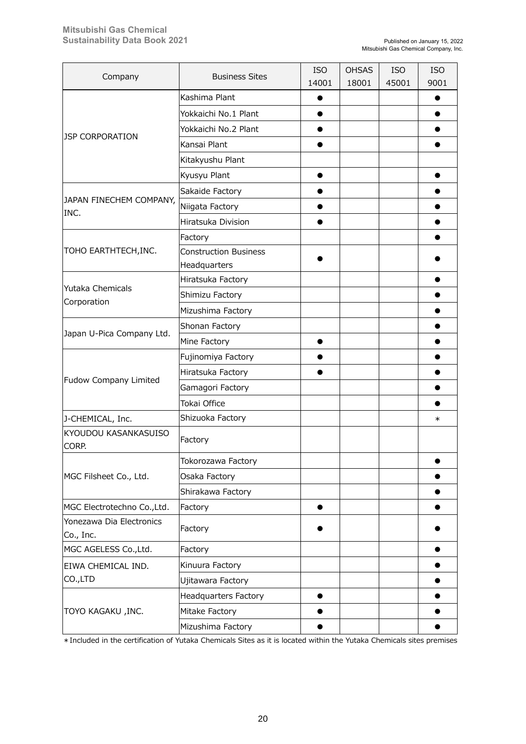| Company | Business Sites | ISO 14001 | OHSAS 18001 | ISO 45001 | ISO 9001 |
|---|---|---|---|---|---|
| JSP CORPORATION | Kashima Plant | ● | | | ● |
| | Yokkaichi No.1 Plant | ● | | | ● |
| | Yokkaichi No.2 Plant | ● | | | ● |
| | Kansai Plant | ● | | | ● |
| | Kitakyushu Plant | | | | |
| | Kyusyu Plant | ● | | | ● |
| JAPAN FINECHEM COMPANY, INC. | Sakaide Factory | ● | | | ● |
| | Niigata Factory | ● | | | ● |
| | Hiratsuka Division | ● | | | ● |
| TOHO EARTHTECH,INC. | Factory | | | | ● |
| | Construction Business Headquarters | ● | | | ● |
| Yutaka Chemicals Corporation | Hiratsuka Factory | | | | ● |
| | Shimizu Factory | | | | ● |
| | Mizushima Factory | | | | ● |
| Japan U-Pica Company Ltd. | Shonan Factory | | | | ● |
| | Mine Factory | ● | | | ● |
| Fudow Company Limited | Fujinomiya Factory | ● | | | ● |
| | Hiratsuka Factory | ● | | | ● |
| | Gamagori Factory | | | | ● |
| | Tokai Office | | | | ● |
| J-CHEMICAL, Inc. | Shizuoka Factory | | | | * |
| KYOUDOU KASANKASUISO CORP. | Factory | | | | |
| MGC Filsheet Co., Ltd. | Tokorozawa Factory | | | | ● |
| | Osaka Factory | | | | ● |
| | Shirakawa Factory | | | | ● |
| MGC Electrotechno Co.,Ltd. | Factory | ● | | | ● |
| Yonezawa Dia Electronics Co., Inc. | Factory | ● | | | ● |
| MGC AGELESS Co.,Ltd. | Factory | | | | ● |
| EIWA CHEMICAL IND. CO.,LTD | Kinuura Factory | | | | ● |
| | Ujitawara Factory | | | | ● |
| TOYO KAGAKU ,INC. | Headquarters Factory | ● | | | ● |
| | Mitake Factory | ● | | | ● |
| | Mizushima Factory | ● | | | ● |

*Included in the certification of Yutaka Chemicals Sites as it is located within the Yutaka Chemicals sites premises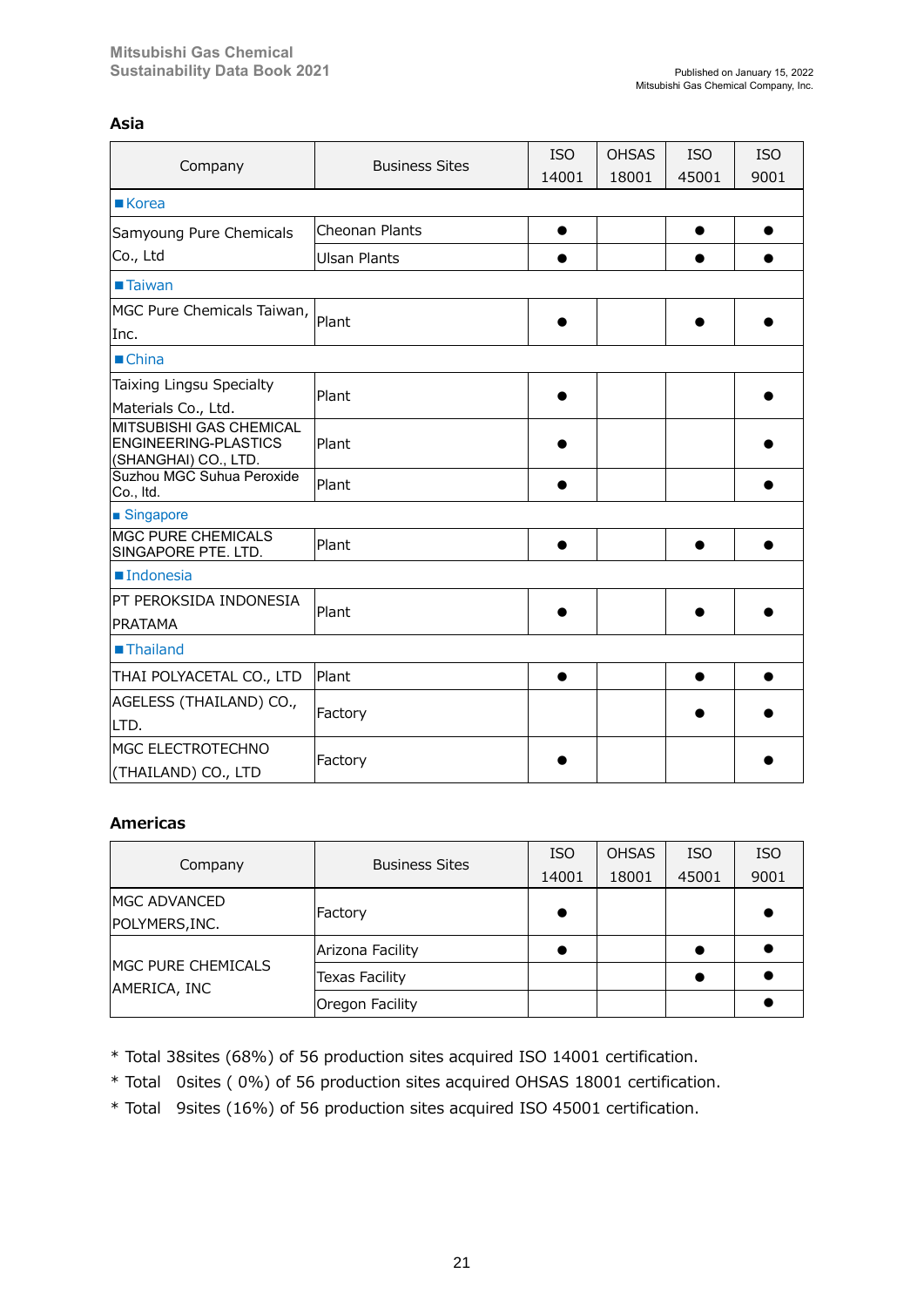### Asia

| Company | Business Sites | ISO 14001 | OHSAS 18001 | ISO 45001 | ISO 9001 |
|---|---|---|---|---|---|
| ■Korea | | | | | |
| Samyoung Pure Chemicals Co., Ltd | Cheonan Plants | ● | | ● | ● |
| | Ulsan Plants | ● | | ● | ● |
| ■Taiwan | | | | | |
| MGC Pure Chemicals Taiwan, Inc. | Plant | ● | | ● | ● |
| ■China | | | | | |
| Taixing Lingsu Specialty Materials Co., Ltd. | Plant | ● | | | ● |
| MITSUBISHI GAS CHEMICAL ENGINEERING-PLASTICS (SHANGHAI) CO., LTD. | Plant | ● | | | ● |
| Suzhou MGC Suhua Peroxide Co., ltd. | Plant | ● | | | ● |
| ■Singapore | | | | | |
| MGC PURE CHEMICALS SINGAPORE PTE. LTD. | Plant | ● | | ● | ● |
| ■Indonesia | | | | | |
| PT PEROKSIDA INDONESIA PRATAMA | Plant | ● | | ● | ● |
| ■Thailand | | | | | |
| THAI POLYACETAL CO., LTD | Plant | ● | | ● | ● |
| AGELESS (THAILAND) CO., LTD. | Factory | | | ● | ● |
| MGC ELECTROTECHNO (THAILAND) CO., LTD | Factory | ● | | | ● |

### Americas

| Company | Business Sites | ISO 14001 | OHSAS 18001 | ISO 45001 | ISO 9001 |
|---|---|---|---|---|---|
| MGC ADVANCED POLYMERS,INC. | Factory | ● | | | ● |
| MGC PURE CHEMICALS AMERICA, INC | Arizona Facility | ● | | ● | ● |
| | Texas Facility | | | ● | ● |
| | Oregon Facility | | | | ● |

* Total 38sites (68%) of 56 production sites acquired ISO 14001 certification.
* Total 0sites ( 0%) of 56 production sites acquired OHSAS 18001 certification.
* Total 9sites (16%) of 56 production sites acquired ISO 45001 certification.